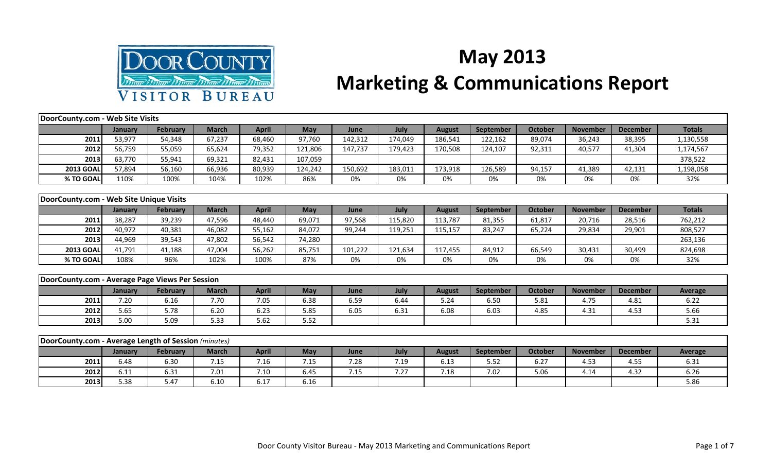# May 2013 Marketing & Communications Report

Door County Visitor Bureau

| DoorCounty.com - Web Site Visits | | | | | | | | | | | | | |
|---|---|---|---|---|---|---|---|---|---|---|---|---|---|
| | January | February | March | April | May | June | July | August | September | October | November | December | Totals |
| 2011 | 53,977 | 54,348 | 67,237 | 68,460 | 97,760 | 142,312 | 174,049 | 186,541 | 122,162 | 89,074 | 36,243 | 38,395 | 1,130,558 |
| 2012 | 56,759 | 55,059 | 65,624 | 79,352 | 121,806 | 147,737 | 179,423 | 170,508 | 124,107 | 92,311 | 40,577 | 41,304 | 1,174,567 |
| 2013 | 63,770 | 55,941 | 69,321 | 82,431 | 107,059 | | | | | | | | 378,522 |
| 2013 GOAL | 57,894 | 56,160 | 66,936 | 80,939 | 124,242 | 150,692 | 183,011 | 173,918 | 126,589 | 94,157 | 41,389 | 42,131 | 1,198,058 |
| % TO GOAL | 110% | 100% | 104% | 102% | 86% | 0% | 0% | 0% | 0% | 0% | 0% | 0% | 32% |

| DoorCounty.com - Web Site Unique Visits | | | | | | | | | | | | | |
|---|---|---|---|---|---|---|---|---|---|---|---|---|---|
| | January | February | March | April | May | June | July | August | September | October | November | December | Totals |
| 2011 | 38,287 | 39,239 | 47,596 | 48,440 | 69,071 | 97,568 | 115,820 | 113,787 | 81,355 | 61,817 | 20,716 | 28,516 | 762,212 |
| 2012 | 40,972 | 40,381 | 46,082 | 55,162 | 84,072 | 99,244 | 119,251 | 115,157 | 83,247 | 65,224 | 29,834 | 29,901 | 808,527 |
| 2013 | 44,969 | 39,543 | 47,802 | 56,542 | 74,280 | | | | | | | | 263,136 |
| 2013 GOAL | 41,791 | 41,188 | 47,004 | 56,262 | 85,751 | 101,222 | 121,634 | 117,455 | 84,912 | 66,549 | 30,431 | 30,499 | 824,698 |
| % TO GOAL | 108% | 96% | 102% | 100% | 87% | 0% | 0% | 0% | 0% | 0% | 0% | 0% | 32% |

| DoorCounty.com - Average Page Views Per Session | | | | | | | | | | | | | |
|---|---|---|---|---|---|---|---|---|---|---|---|---|---|
| | January | February | March | April | May | June | July | August | September | October | November | December | Average |
| 2011 | 7.20 | 6.16 | 7.70 | 7.05 | 6.38 | 6.59 | 6.44 | 5.24 | 6.50 | 5.81 | 4.75 | 4.81 | 6.22 |
| 2012 | 5.65 | 5.78 | 6.20 | 6.23 | 5.85 | 6.05 | 6.31 | 6.08 | 6.03 | 4.85 | 4.31 | 4.53 | 5.66 |
| 2013 | 5.00 | 5.09 | 5.33 | 5.62 | 5.52 | | | | | | | | 5.31 |

| DoorCounty.com - Average Length of Session *(minutes)* | | | | | | | | | | | | | |
|---|---|---|---|---|---|---|---|---|---|---|---|---|---|
| | January | February | March | April | May | June | July | August | September | October | November | December | Average |
| 2011 | 6.48 | 6.30 | 7.15 | 7.16 | 7.15 | 7.28 | 7.19 | 6.13 | 5.52 | 6.27 | 4.53 | 4.55 | 6.31 |
| 2012 | 6.11 | 6.31 | 7.01 | 7.10 | 6.45 | 7.15 | 7.27 | 7.18 | 7.02 | 5.06 | 4.14 | 4.32 | 6.26 |
| 2013 | 5.38 | 5.47 | 6.10 | 6.17 | 6.16 | | | | | | | | 5.86 |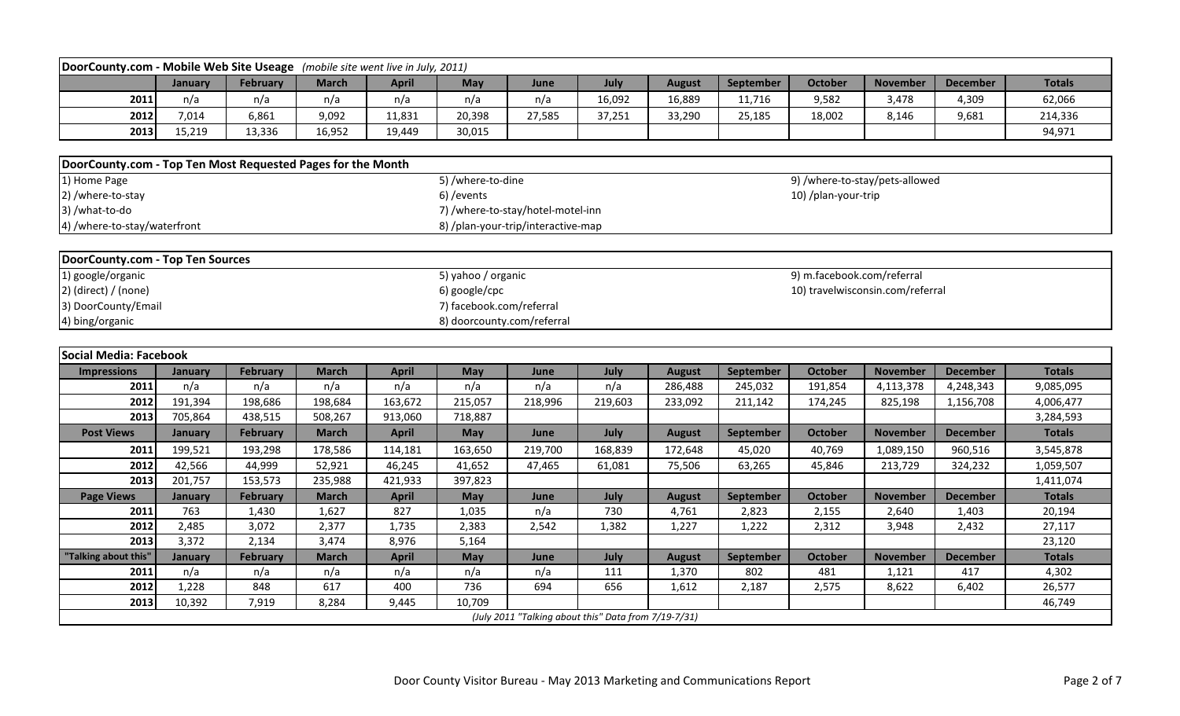## DoorCounty.com - Mobile Web Site Useage *(mobile site went live in July, 2011)*

| | January | February | March | April | May | June | July | August | September | October | November | December | Totals |
|---|---|---|---|---|---|---|---|---|---|---|---|---|---|
| 2011 | n/a | n/a | n/a | n/a | n/a | n/a | 16,092 | 16,889 | 11,716 | 9,582 | 3,478 | 4,309 | 62,066 |
| 2012 | 7,014 | 6,861 | 9,092 | 11,831 | 20,398 | 27,585 | 37,251 | 33,290 | 25,185 | 18,002 | 8,146 | 9,681 | 214,336 |
| 2013 | 15,219 | 13,336 | 16,952 | 19,449 | 30,015 | | | | | | | | 94,971 |

## DoorCounty.com - Top Ten Most Requested Pages for the Month

1) Home Page
2) /where-to-stay
3) /what-to-do
4) /where-to-stay/waterfront
5) /where-to-dine
6) /events
7) /where-to-stay/hotel-motel-inn
8) /plan-your-trip/interactive-map
9) /where-to-stay/pets-allowed
10) /plan-your-trip

## DoorCounty.com - Top Ten Sources

1) google/organic
2) (direct) / (none)
3) DoorCounty/Email
4) bing/organic
5) yahoo / organic
6) google/cpc
7) facebook.com/referral
8) doorcounty.com/referral
9) m.facebook.com/referral
10) travelwisconsin.com/referral

## Social Media: Facebook

| Impressions | January | February | March | April | May | June | July | August | September | October | November | December | Totals |
|---|---|---|---|---|---|---|---|---|---|---|---|---|---|
| 2011 | n/a | n/a | n/a | n/a | n/a | n/a | n/a | 286,488 | 245,032 | 191,854 | 4,113,378 | 4,248,343 | 9,085,095 |
| 2012 | 191,394 | 198,686 | 198,684 | 163,672 | 215,057 | 218,996 | 219,603 | 233,092 | 211,142 | 174,245 | 825,198 | 1,156,708 | 4,006,477 |
| 2013 | 705,864 | 438,515 | 508,267 | 913,060 | 718,887 | | | | | | | | 3,284,593 |
| **Post Views** | **January** | **February** | **March** | **April** | **May** | **June** | **July** | **August** | **September** | **October** | **November** | **December** | **Totals** |
| 2011 | 199,521 | 193,298 | 178,586 | 114,181 | 163,650 | 219,700 | 168,839 | 172,648 | 45,020 | 40,769 | 1,089,150 | 960,516 | 3,545,878 |
| 2012 | 42,566 | 44,999 | 52,921 | 46,245 | 41,652 | 47,465 | 61,081 | 75,506 | 63,265 | 45,846 | 213,729 | 324,232 | 1,059,507 |
| 2013 | 201,757 | 153,573 | 235,988 | 421,933 | 397,823 | | | | | | | | 1,411,074 |
| **Page Views** | **January** | **February** | **March** | **April** | **May** | **June** | **July** | **August** | **September** | **October** | **November** | **December** | **Totals** |
| 2011 | 763 | 1,430 | 1,627 | 827 | 1,035 | n/a | 730 | 4,761 | 2,823 | 2,155 | 2,640 | 1,403 | 20,194 |
| 2012 | 2,485 | 3,072 | 2,377 | 1,735 | 2,383 | 2,542 | 1,382 | 1,227 | 1,222 | 2,312 | 3,948 | 2,432 | 27,117 |
| 2013 | 3,372 | 2,134 | 3,474 | 8,976 | 5,164 | | | | | | | | 23,120 |
| **"Talking about this"** | **January** | **February** | **March** | **April** | **May** | **June** | **July** | **August** | **September** | **October** | **November** | **December** | **Totals** |
| 2011 | n/a | n/a | n/a | n/a | n/a | n/a | 111 | 1,370 | 802 | 481 | 1,121 | 417 | 4,302 |
| 2012 | 1,228 | 848 | 617 | 400 | 736 | 694 | 656 | 1,612 | 2,187 | 2,575 | 8,622 | 6,402 | 26,577 |
| 2013 | 10,392 | 7,919 | 8,284 | 9,445 | 10,709 | | | | | | | | 46,749 |

*(July 2011 "Talking about this" Data from 7/19-7/31)*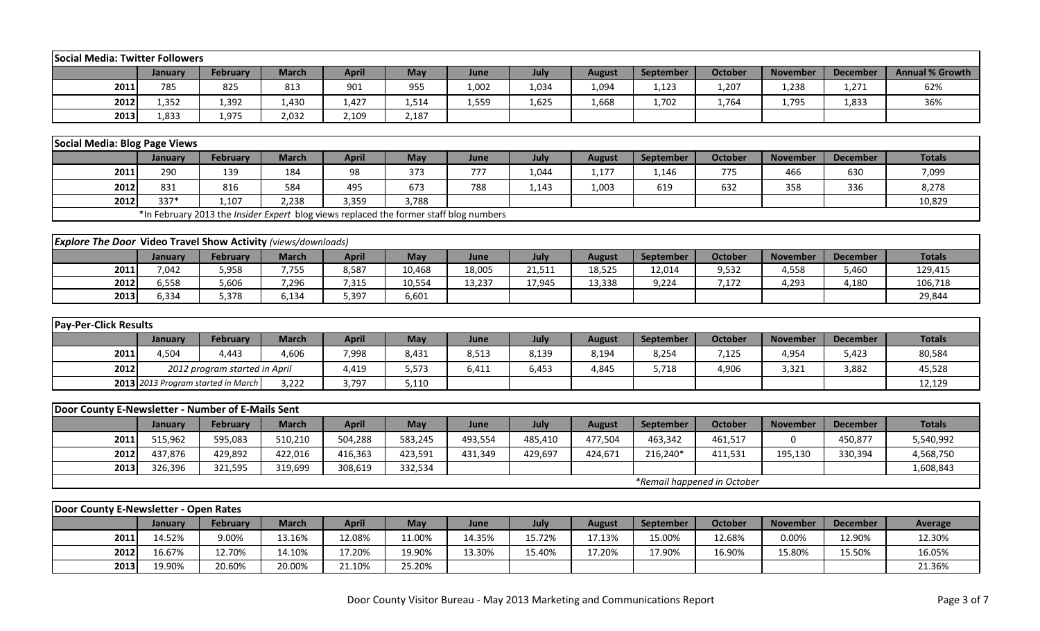## Social Media: Twitter Followers

| | January | February | March | April | May | June | July | August | September | October | November | December | Annual % Growth |
|---|---|---|---|---|---|---|---|---|---|---|---|---|---|
| 2011 | 785 | 825 | 813 | 901 | 955 | 1,002 | 1,034 | 1,094 | 1,123 | 1,207 | 1,238 | 1,271 | 62% |
| 2012 | 1,352 | 1,392 | 1,430 | 1,427 | 1,514 | 1,559 | 1,625 | 1,668 | 1,702 | 1,764 | 1,795 | 1,833 | 36% |
| 2013 | 1,833 | 1,975 | 2,032 | 2,109 | 2,187 | | | | | | | | |

## Social Media: Blog Page Views

| | January | February | March | April | May | June | July | August | September | October | November | December | Totals |
|---|---|---|---|---|---|---|---|---|---|---|---|---|---|
| 2011 | 290 | 139 | 184 | 98 | 373 | 777 | 1,044 | 1,177 | 1,146 | 775 | 466 | 630 | 7,099 |
| 2012 | 831 | 816 | 584 | 495 | 673 | 788 | 1,143 | 1,003 | 619 | 632 | 358 | 336 | 8,278 |
| 2012 | 337* | 1,107 | 2,238 | 3,359 | 3,788 | | | | | | | | 10,829 |

*In February 2013 the *Insider Expert* blog views replaced the former staff blog numbers

## *Explore The Door* Video Travel Show Activity *(views/downloads)*

| | January | February | March | April | May | June | July | August | September | October | November | December | Totals |
|---|---|---|---|---|---|---|---|---|---|---|---|---|---|
| 2011 | 7,042 | 5,958 | 7,755 | 8,587 | 10,468 | 18,005 | 21,511 | 18,525 | 12,014 | 9,532 | 4,558 | 5,460 | 129,415 |
| 2012 | 6,558 | 5,606 | 7,296 | 7,315 | 10,554 | 13,237 | 17,945 | 13,338 | 9,224 | 7,172 | 4,293 | 4,180 | 106,718 |
| 2013 | 6,334 | 5,378 | 6,134 | 5,397 | 6,601 | | | | | | | | 29,844 |

## Pay-Per-Click Results

| | January | February | March | April | May | June | July | August | September | October | November | December | Totals |
|---|---|---|---|---|---|---|---|---|---|---|---|---|---|
| 2011 | 4,504 | 4,443 | 4,606 | 7,998 | 8,431 | 8,513 | 8,139 | 8,194 | 8,254 | 7,125 | 4,954 | 5,423 | 80,584 |
| 2012 | *2012 program started in April* | | | 4,419 | 5,573 | 6,411 | 6,453 | 4,845 | 5,718 | 4,906 | 3,321 | 3,882 | 45,528 |
| 2013 | *2013 Program started in March* | | 3,222 | 3,797 | 5,110 | | | | | | | | 12,129 |

## Door County E-Newsletter - Number of E-Mails Sent

| | January | February | March | April | May | June | July | August | September | October | November | December | Totals |
|---|---|---|---|---|---|---|---|---|---|---|---|---|---|
| 2011 | 515,962 | 595,083 | 510,210 | 504,288 | 583,245 | 493,554 | 485,410 | 477,504 | 463,342 | 461,517 | 0 | 450,877 | 5,540,992 |
| 2012 | 437,876 | 429,892 | 422,016 | 416,363 | 423,591 | 431,349 | 429,697 | 424,671 | 216,240* | 411,531 | 195,130 | 330,394 | 4,568,750 |
| 2013 | 326,396 | 321,595 | 319,699 | 308,619 | 332,534 | | | | | | | | 1,608,843 |

*Remail happened in October

## Door County E-Newsletter - Open Rates

| | January | February | March | April | May | June | July | August | September | October | November | December | Average |
|---|---|---|---|---|---|---|---|---|---|---|---|---|---|
| 2011 | 14.52% | 9.00% | 13.16% | 12.08% | 11.00% | 14.35% | 15.72% | 17.13% | 15.00% | 12.68% | 0.00% | 12.90% | 12.30% |
| 2012 | 16.67% | 12.70% | 14.10% | 17.20% | 19.90% | 13.30% | 15.40% | 17.20% | 17.90% | 16.90% | 15.80% | 15.50% | 16.05% |
| 2013 | 19.90% | 20.60% | 20.00% | 21.10% | 25.20% | | | | | | | | 21.36% |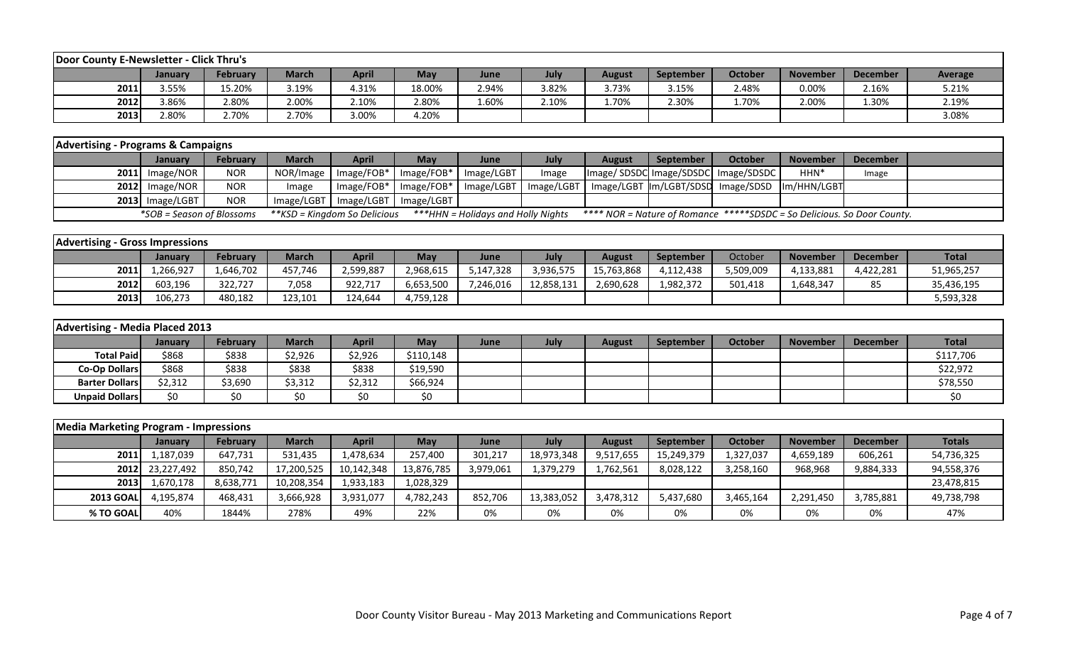## Door County E-Newsletter - Click Thru's

| | January | February | March | April | May | June | July | August | September | October | November | December | Average |
|---|---|---|---|---|---|---|---|---|---|---|---|---|---|
| 2011 | 3.55% | 15.20% | 3.19% | 4.31% | 18.00% | 2.94% | 3.82% | 3.73% | 3.15% | 2.48% | 0.00% | 2.16% | 5.21% |
| 2012 | 3.86% | 2.80% | 2.00% | 2.10% | 2.80% | 1.60% | 2.10% | 1.70% | 2.30% | 1.70% | 2.00% | 1.30% | 2.19% |
| 2013 | 2.80% | 2.70% | 2.70% | 3.00% | 4.20% | | | | | | | | 3.08% |

## Advertising - Programs & Campaigns

| | January | February | March | April | May | June | July | August | September | October | November | December | |
|---|---|---|---|---|---|---|---|---|---|---|---|---|---|
| 2011 | Image/NOR | NOR | NOR/Image | Image/FOB* | Image/FOB* | Image/LGBT | Image | Image/ SDSDC | Image/SDSDC | Image/SDSDC | HHN* | Image | |
| 2012 | Image/NOR | NOR | Image | Image/FOB* | Image/FOB* | Image/LGBT | Image/LGBT | Image/LGBT | Im/LGBT/SDSD | Image/SDSD | Im/HHN/LGBT | | |
| 2013 | Image/LGBT | NOR | Image/LGBT | Image/LGBT | Image/LGBT | | | | | | | | |

*SOB = Season of Blossoms **KSD = Kingdom So Delicious ***HHN = Holidays and Holly Nights **** NOR = Nature of Romance *****SDSDC = So Delicious. So Door County.

## Advertising - Gross Impressions

| | January | February | March | April | May | June | July | August | September | October | November | December | Total |
|---|---|---|---|---|---|---|---|---|---|---|---|---|---|
| 2011 | 1,266,927 | 1,646,702 | 457,746 | 2,599,887 | 2,968,615 | 5,147,328 | 3,936,575 | 15,763,868 | 4,112,438 | 5,509,009 | 4,133,881 | 4,422,281 | 51,965,257 |
| 2012 | 603,196 | 322,727 | 7,058 | 922,717 | 6,653,500 | 7,246,016 | 12,858,131 | 2,690,628 | 1,982,372 | 501,418 | 1,648,347 | 85 | 35,436,195 |
| 2013 | 106,273 | 480,182 | 123,101 | 124,644 | 4,759,128 | | | | | | | | 5,593,328 |

## Advertising - Media Placed 2013

| | January | February | March | April | May | June | July | August | September | October | November | December | Total |
|---|---|---|---|---|---|---|---|---|---|---|---|---|---|
| Total Paid | $868 | $838 | $2,926 | $2,926 | $110,148 | | | | | | | | $117,706 |
| Co-Op Dollars | $868 | $838 | $838 | $838 | $19,590 | | | | | | | | $22,972 |
| Barter Dollars | $2,312 | $3,690 | $3,312 | $2,312 | $66,924 | | | | | | | | $78,550 |
| Unpaid Dollars | $0 | $0 | $0 | $0 | $0 | | | | | | | | $0 |

## Media Marketing Program - Impressions

| | January | February | March | April | May | June | July | August | September | October | November | December | Totals |
|---|---|---|---|---|---|---|---|---|---|---|---|---|---|
| 2011 | 1,187,039 | 647,731 | 531,435 | 1,478,634 | 257,400 | 301,217 | 18,973,348 | 9,517,655 | 15,249,379 | 1,327,037 | 4,659,189 | 606,261 | 54,736,325 |
| 2012 | 23,227,492 | 850,742 | 17,200,525 | 10,142,348 | 13,876,785 | 3,979,061 | 1,379,279 | 1,762,561 | 8,028,122 | 3,258,160 | 968,968 | 9,884,333 | 94,558,376 |
| 2013 | 1,670,178 | 8,638,771 | 10,208,354 | 1,933,183 | 1,028,329 | | | | | | | | 23,478,815 |
| 2013 GOAL | 4,195,874 | 468,431 | 3,666,928 | 3,931,077 | 4,782,243 | 852,706 | 13,383,052 | 3,478,312 | 5,437,680 | 3,465,164 | 2,291,450 | 3,785,881 | 49,738,798 |
| % TO GOAL | 40% | 1844% | 278% | 49% | 22% | 0% | 0% | 0% | 0% | 0% | 0% | 0% | 47% |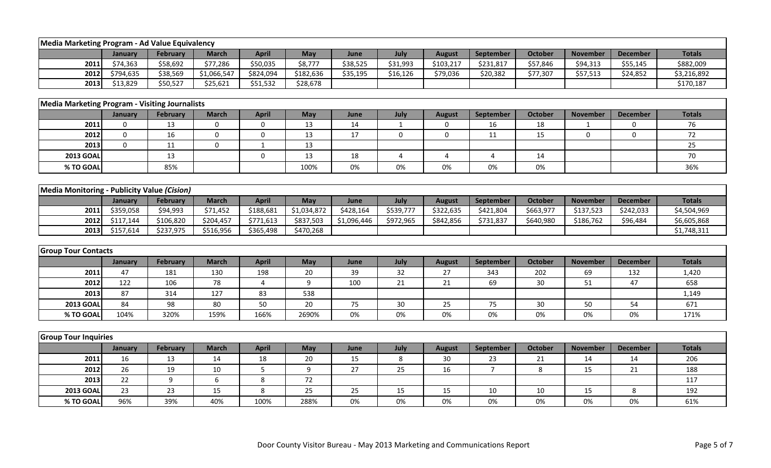## Media Marketing Program - Ad Value Equivalency

| | January | February | March | April | May | June | July | August | September | October | November | December | Totals |
|---|---|---|---|---|---|---|---|---|---|---|---|---|---|
| 2011 | $74,363 | $58,692 | $77,286 | $50,035 | $8,777 | $38,525 | $31,993 | $103,217 | $231,817 | $57,846 | $94,313 | $55,145 | $882,009 |
| 2012 | $794,635 | $38,569 | $1,066,547 | $824,094 | $182,636 | $35,195 | $16,126 | $79,036 | $20,382 | $77,307 | $57,513 | $24,852 | $3,216,892 |
| 2013 | $13,829 | $50,527 | $25,621 | $51,532 | $28,678 | | | | | | | | $170,187 |

## Media Marketing Program - Visiting Journalists

| | January | February | March | April | May | June | July | August | September | October | November | December | Totals |
|---|---|---|---|---|---|---|---|---|---|---|---|---|---|
| 2011 | 0 | 13 | 0 | 0 | 13 | 14 | 1 | 0 | 16 | 18 | 1 | 0 | 76 |
| 2012 | 0 | 16 | 0 | 0 | 13 | 17 | 0 | 0 | 11 | 15 | 0 | 0 | 72 |
| 2013 | 0 | 11 | 0 | 1 | 13 | | | | | | | | 25 |
| 2013 GOAL | | 13 | | 0 | 13 | 18 | 4 | 4 | 4 | 14 | | | 70 |
| % TO GOAL | | 85% | | | 100% | 0% | 0% | 0% | 0% | 0% | | | 36% |

## Media Monitoring - Publicity Value *(Cision)*

| | January | February | March | April | May | June | July | August | September | October | November | December | Totals |
|---|---|---|---|---|---|---|---|---|---|---|---|---|---|
| 2011 | $359,058 | $94,993 | $71,452 | $188,681 | $1,034,872 | $428,164 | $539,777 | $322,635 | $421,804 | $663,977 | $137,523 | $242,033 | $4,504,969 |
| 2012 | $117,144 | $106,820 | $204,457 | $771,613 | $837,503 | $1,096,446 | $972,965 | $842,856 | $731,837 | $640,980 | $186,762 | $96,484 | $6,605,868 |
| 2013 | $157,614 | $237,975 | $516,956 | $365,498 | $470,268 | | | | | | | | $1,748,311 |

## Group Tour Contacts

| | January | February | March | April | May | June | July | August | September | October | November | December | Totals |
|---|---|---|---|---|---|---|---|---|---|---|---|---|---|
| 2011 | 47 | 181 | 130 | 198 | 20 | 39 | 32 | 27 | 343 | 202 | 69 | 132 | 1,420 |
| 2012 | 122 | 106 | 78 | 4 | 9 | 100 | 21 | 21 | 69 | 30 | 51 | 47 | 658 |
| 2013 | 87 | 314 | 127 | 83 | 538 | | | | | | | | 1,149 |
| 2013 GOAL | 84 | 98 | 80 | 50 | 20 | 75 | 30 | 25 | 75 | 30 | 50 | 54 | 671 |
| % TO GOAL | 104% | 320% | 159% | 166% | 2690% | 0% | 0% | 0% | 0% | 0% | 0% | 0% | 171% |

## Group Tour Inquiries

| | January | February | March | April | May | June | July | August | September | October | November | December | Totals |
|---|---|---|---|---|---|---|---|---|---|---|---|---|---|
| 2011 | 16 | 13 | 14 | 18 | 20 | 15 | 8 | 30 | 23 | 21 | 14 | 14 | 206 |
| 2012 | 26 | 19 | 10 | 5 | 9 | 27 | 25 | 16 | 7 | 8 | 15 | 21 | 188 |
| 2013 | 22 | 9 | 6 | 8 | 72 | | | | | | | | 117 |
| 2013 GOAL | 23 | 23 | 15 | 8 | 25 | 25 | 15 | 15 | 10 | 10 | 15 | 8 | 192 |
| % TO GOAL | 96% | 39% | 40% | 100% | 288% | 0% | 0% | 0% | 0% | 0% | 0% | 0% | 61% |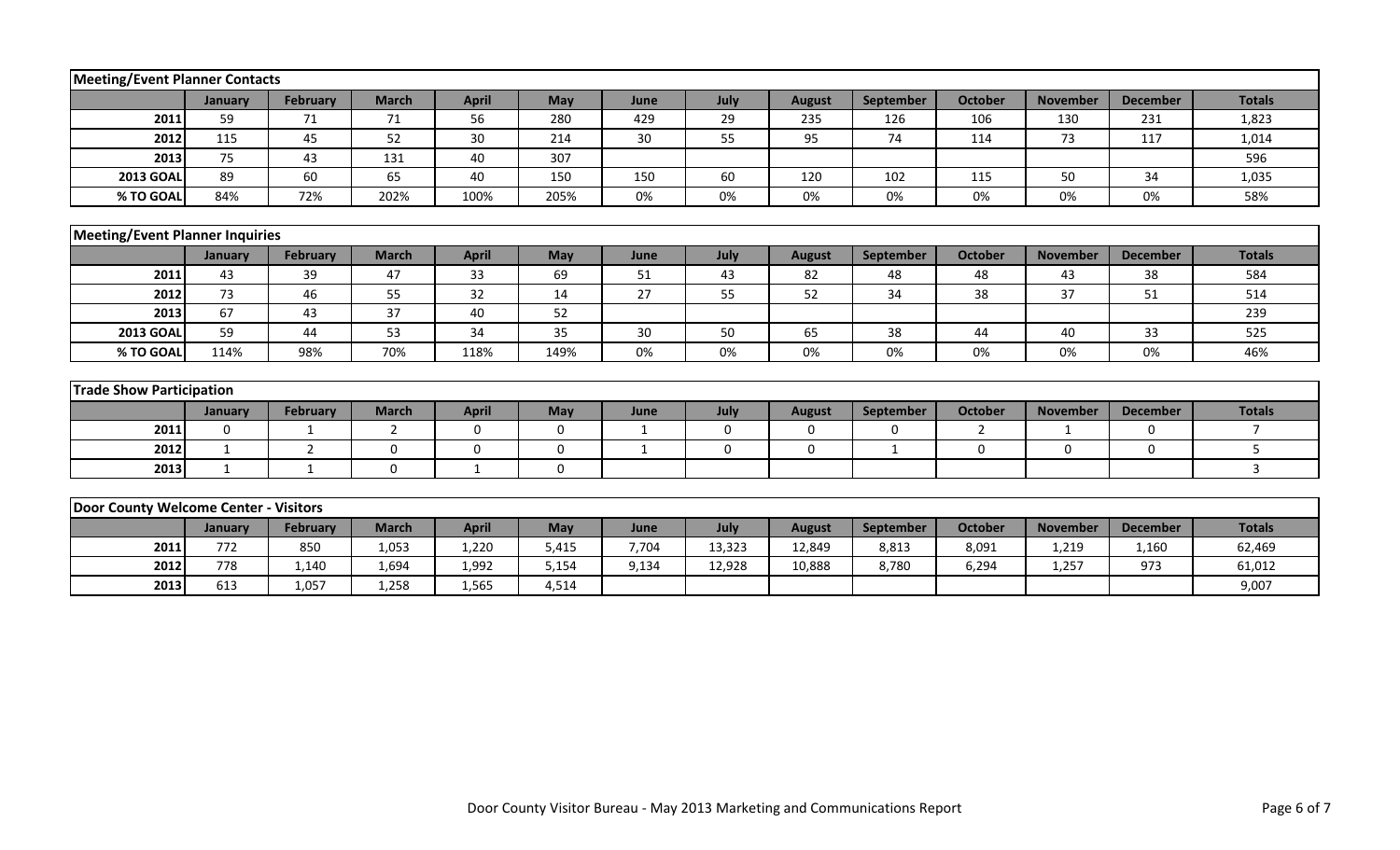| Meeting/Event Planner Contacts | | | | | | | | | | | | | |
|---|---|---|---|---|---|---|---|---|---|---|---|---|---|
| | January | February | March | April | May | June | July | August | September | October | November | December | Totals |
| 2011 | 59 | 71 | 71 | 56 | 280 | 429 | 29 | 235 | 126 | 106 | 130 | 231 | 1,823 |
| 2012 | 115 | 45 | 52 | 30 | 214 | 30 | 55 | 95 | 74 | 114 | 73 | 117 | 1,014 |
| 2013 | 75 | 43 | 131 | 40 | 307 | | | | | | | | 596 |
| 2013 GOAL | 89 | 60 | 65 | 40 | 150 | 150 | 60 | 120 | 102 | 115 | 50 | 34 | 1,035 |
| % TO GOAL | 84% | 72% | 202% | 100% | 205% | 0% | 0% | 0% | 0% | 0% | 0% | 0% | 58% |

| Meeting/Event Planner Inquiries | | | | | | | | | | | | | |
|---|---|---|---|---|---|---|---|---|---|---|---|---|---|
| | January | February | March | April | May | June | July | August | September | October | November | December | Totals |
| 2011 | 43 | 39 | 47 | 33 | 69 | 51 | 43 | 82 | 48 | 48 | 43 | 38 | 584 |
| 2012 | 73 | 46 | 55 | 32 | 14 | 27 | 55 | 52 | 34 | 38 | 37 | 51 | 514 |
| 2013 | 67 | 43 | 37 | 40 | 52 | | | | | | | | 239 |
| 2013 GOAL | 59 | 44 | 53 | 34 | 35 | 30 | 50 | 65 | 38 | 44 | 40 | 33 | 525 |
| % TO GOAL | 114% | 98% | 70% | 118% | 149% | 0% | 0% | 0% | 0% | 0% | 0% | 0% | 46% |

| Trade Show Participation | | | | | | | | | | | | | |
|---|---|---|---|---|---|---|---|---|---|---|---|---|---|
| | January | February | March | April | May | June | July | August | September | October | November | December | Totals |
| 2011 | 0 | 1 | 2 | 0 | 0 | 1 | 0 | 0 | 0 | 2 | 1 | 0 | 7 |
| 2012 | 1 | 2 | 0 | 0 | 0 | 1 | 0 | 0 | 1 | 0 | 0 | 0 | 5 |
| 2013 | 1 | 1 | 0 | 1 | 0 | | | | | | | | 3 |

| Door County Welcome Center - Visitors | | | | | | | | | | | | | |
|---|---|---|---|---|---|---|---|---|---|---|---|---|---|
| | January | February | March | April | May | June | July | August | September | October | November | December | Totals |
| 2011 | 772 | 850 | 1,053 | 1,220 | 5,415 | 7,704 | 13,323 | 12,849 | 8,813 | 8,091 | 1,219 | 1,160 | 62,469 |
| 2012 | 778 | 1,140 | 1,694 | 1,992 | 5,154 | 9,134 | 12,928 | 10,888 | 8,780 | 6,294 | 1,257 | 973 | 61,012 |
| 2013 | 613 | 1,057 | 1,258 | 1,565 | 4,514 | | | | | | | | 9,007 |

Door County Visitor Bureau - May 2013 Marketing and Communications Report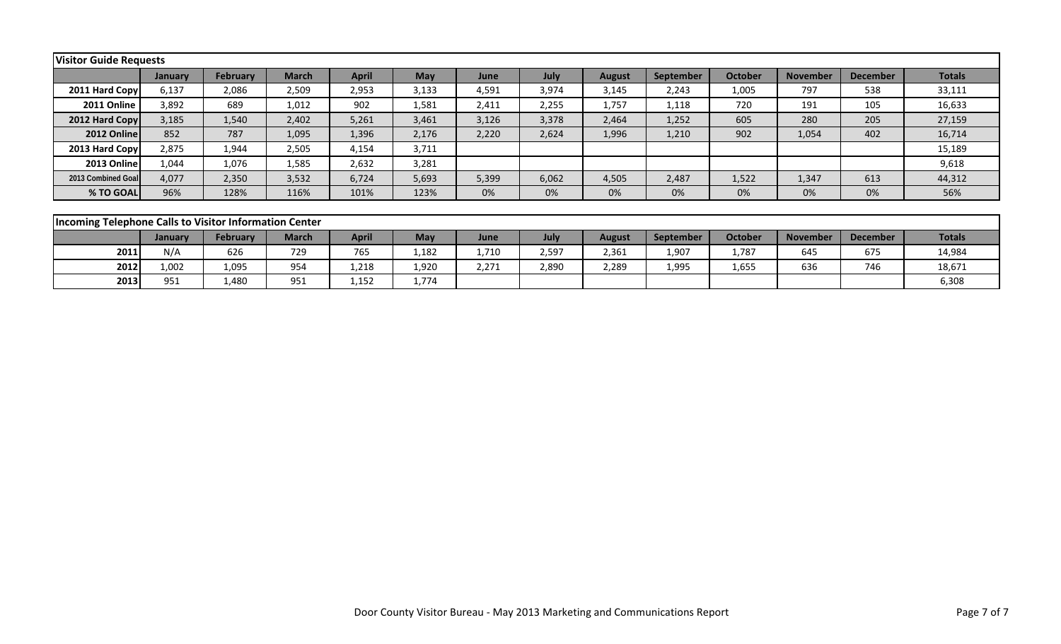| Visitor Guide Requests | | | | | | | | | | | | | |
|---|---|---|---|---|---|---|---|---|---|---|---|---|---|
| | January | February | March | April | May | June | July | August | September | October | November | December | Totals |
| 2011 Hard Copy | 6,137 | 2,086 | 2,509 | 2,953 | 3,133 | 4,591 | 3,974 | 3,145 | 2,243 | 1,005 | 797 | 538 | 33,111 |
| 2011 Online | 3,892 | 689 | 1,012 | 902 | 1,581 | 2,411 | 2,255 | 1,757 | 1,118 | 720 | 191 | 105 | 16,633 |
| 2012 Hard Copy | 3,185 | 1,540 | 2,402 | 5,261 | 3,461 | 3,126 | 3,378 | 2,464 | 1,252 | 605 | 280 | 205 | 27,159 |
| 2012 Online | 852 | 787 | 1,095 | 1,396 | 2,176 | 2,220 | 2,624 | 1,996 | 1,210 | 902 | 1,054 | 402 | 16,714 |
| 2013 Hard Copy | 2,875 | 1,944 | 2,505 | 4,154 | 3,711 | | | | | | | | 15,189 |
| 2013 Online | 1,044 | 1,076 | 1,585 | 2,632 | 3,281 | | | | | | | | 9,618 |
| 2013 Combined Goal | 4,077 | 2,350 | 3,532 | 6,724 | 5,693 | 5,399 | 6,062 | 4,505 | 2,487 | 1,522 | 1,347 | 613 | 44,312 |
| % TO GOAL | 96% | 128% | 116% | 101% | 123% | 0% | 0% | 0% | 0% | 0% | 0% | 0% | 56% |

| Incoming Telephone Calls to Visitor Information Center | | | | | | | | | | | | | |
|---|---|---|---|---|---|---|---|---|---|---|---|---|---|
| | January | February | March | April | May | June | July | August | September | October | November | December | Totals |
| 2011 | N/A | 626 | 729 | 765 | 1,182 | 1,710 | 2,597 | 2,361 | 1,907 | 1,787 | 645 | 675 | 14,984 |
| 2012 | 1,002 | 1,095 | 954 | 1,218 | 1,920 | 2,271 | 2,890 | 2,289 | 1,995 | 1,655 | 636 | 746 | 18,671 |
| 2013 | 951 | 1,480 | 951 | 1,152 | 1,774 | | | | | | | | 6,308 |

Door County Visitor Bureau - May 2013 Marketing and Communications Report